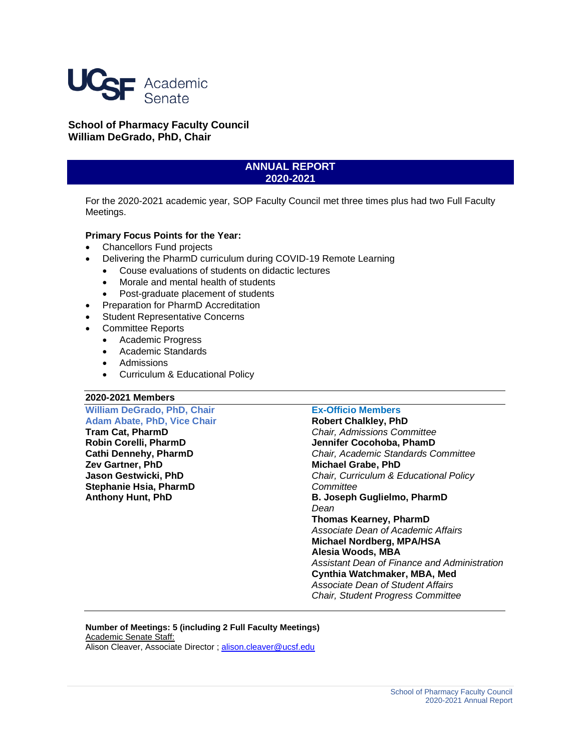UCSF Academic Senate

**School of Pharmacy Faculty Council**
**William DeGrado, PhD, Chair**

# ANNUAL REPORT 2020-2021

For the 2020-2021 academic year, SOP Faculty Council met three times plus had two Full Faculty Meetings.

**Primary Focus Points for the Year:**

- Chancellors Fund projects
- Delivering the PharmD curriculum during COVID-19 Remote Learning
  - Couse evaluations of students on didactic lectures
  - Morale and mental health of students
  - Post-graduate placement of students
- Preparation for PharmD Accreditation
- Student Representative Concerns
- Committee Reports
  - Academic Progress
  - Academic Standards
  - Admissions
  - Curriculum & Educational Policy

**2020-2021 Members**

**William DeGrado, PhD, Chair**
**Adam Abate, PhD, Vice Chair**
**Tram Cat, PharmD**
**Robin Corelli, PharmD**
**Cathi Dennehy, PharmD**
**Zev Gartner, PhD**
**Jason Gestwicki, PhD**
**Stephanie Hsia, PharmD**
**Anthony Hunt, PhD**

**Ex-Officio Members**
**Robert Chalkley, PhD**
*Chair, Admissions Committee*
**Jennifer Cocohoba, PhamD**
*Chair, Academic Standards Committee*
**Michael Grabe, PhD**
*Chair, Curriculum & Educational Policy Committee*
**B. Joseph Guglielmo, PharmD**
*Dean*
**Thomas Kearney, PharmD**
*Associate Dean of Academic Affairs*
**Michael Nordberg, MPA/HSA**
**Alesia Woods, MBA**
*Assistant Dean of Finance and Administration*
**Cynthia Watchmaker, MBA, Med**
*Associate Dean of Student Affairs*
*Chair, Student Progress Committee*

**Number of Meetings: 5 (including 2 Full Faculty Meetings)**
Academic Senate Staff:
Alison Cleaver, Associate Director ; alison.cleaver@ucsf.edu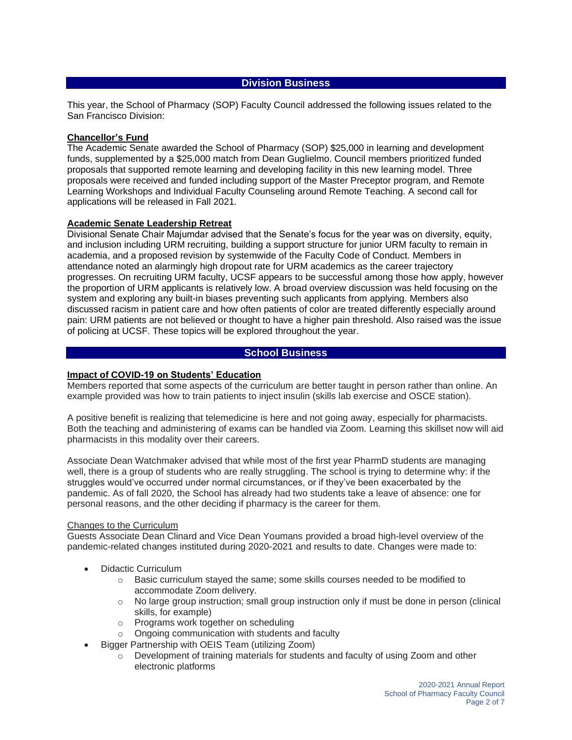## Division Business

This year, the School of Pharmacy (SOP) Faculty Council addressed the following issues related to the San Francisco Division:

**Chancellor's Fund**

The Academic Senate awarded the School of Pharmacy (SOP) $25,000 in learning and development funds, supplemented by a $25,000 match from Dean Guglielmo. Council members prioritized funded proposals that supported remote learning and developing facility in this new learning model. Three proposals were received and funded including support of the Master Preceptor program, and Remote Learning Workshops and Individual Faculty Counseling around Remote Teaching. A second call for applications will be released in Fall 2021.

**Academic Senate Leadership Retreat**

Divisional Senate Chair Majumdar advised that the Senate's focus for the year was on diversity, equity, and inclusion including URM recruiting, building a support structure for junior URM faculty to remain in academia, and a proposed revision by systemwide of the Faculty Code of Conduct. Members in attendance noted an alarmingly high dropout rate for URM academics as the career trajectory progresses. On recruiting URM faculty, UCSF appears to be successful among those how apply, however the proportion of URM applicants is relatively low. A broad overview discussion was held focusing on the system and exploring any built-in biases preventing such applicants from applying. Members also discussed racism in patient care and how often patients of color are treated differently especially around pain: URM patients are not believed or thought to have a higher pain threshold. Also raised was the issue of policing at UCSF. These topics will be explored throughout the year.

## School Business

**Impact of COVID-19 on Students' Education**

Members reported that some aspects of the curriculum are better taught in person rather than online. An example provided was how to train patients to inject insulin (skills lab exercise and OSCE station).

A positive benefit is realizing that telemedicine is here and not going away, especially for pharmacists. Both the teaching and administering of exams can be handled via Zoom. Learning this skillset now will aid pharmacists in this modality over their careers.

Associate Dean Watchmaker advised that while most of the first year PharmD students are managing well, there is a group of students who are really struggling. The school is trying to determine why: if the struggles would've occurred under normal circumstances, or if they've been exacerbated by the pandemic. As of fall 2020, the School has already had two students take a leave of absence: one for personal reasons, and the other deciding if pharmacy is the career for them.

Changes to the Curriculum

Guests Associate Dean Clinard and Vice Dean Youmans provided a broad high-level overview of the pandemic-related changes instituted during 2020-2021 and results to date. Changes were made to:

- Didactic Curriculum
  - Basic curriculum stayed the same; some skills courses needed to be modified to accommodate Zoom delivery.
  - No large group instruction; small group instruction only if must be done in person (clinical skills, for example)
  - Programs work together on scheduling
  - Ongoing communication with students and faculty
- Bigger Partnership with OEIS Team (utilizing Zoom)
  - Development of training materials for students and faculty of using Zoom and other electronic platforms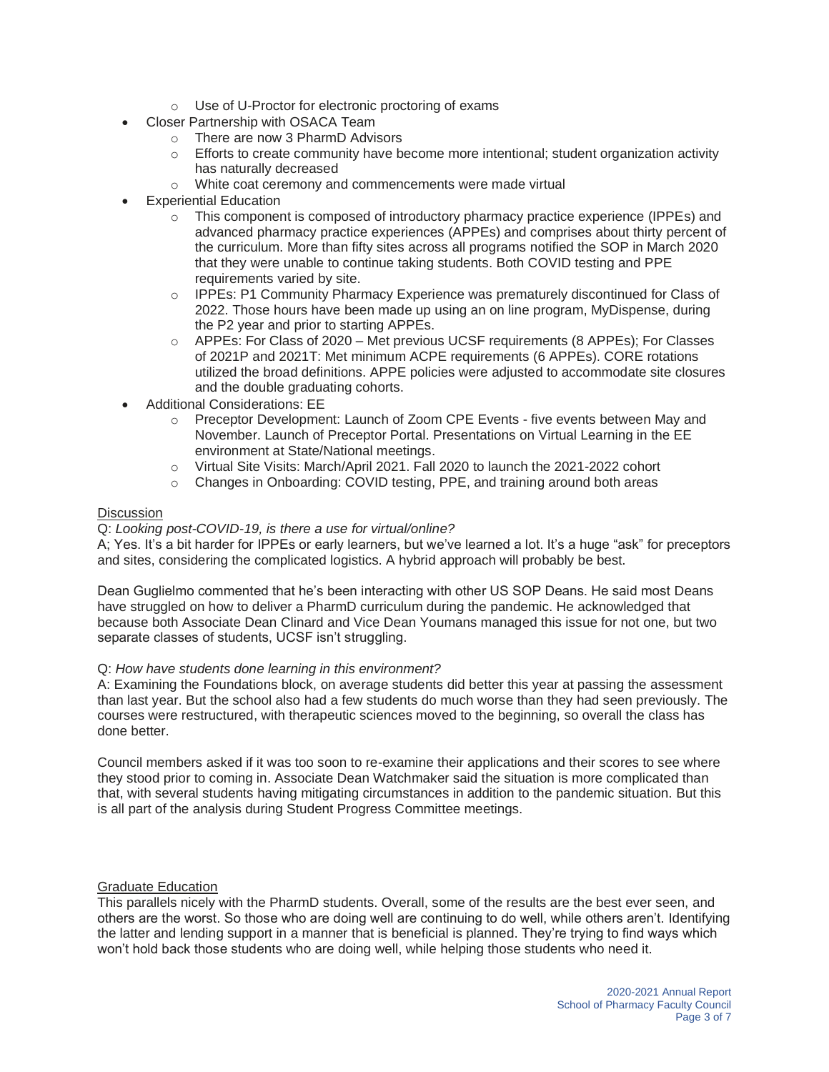- Use of U-Proctor for electronic proctoring of exams
- Closer Partnership with OSACA Team
  - There are now 3 PharmD Advisors
  - Efforts to create community have become more intentional; student organization activity has naturally decreased
  - White coat ceremony and commencements were made virtual
- Experiential Education
  - This component is composed of introductory pharmacy practice experience (IPPEs) and advanced pharmacy practice experiences (APPEs) and comprises about thirty percent of the curriculum. More than fifty sites across all programs notified the SOP in March 2020 that they were unable to continue taking students. Both COVID testing and PPE requirements varied by site.
  - IPPEs: P1 Community Pharmacy Experience was prematurely discontinued for Class of 2022. Those hours have been made up using an on line program, MyDispense, during the P2 year and prior to starting APPEs.
  - APPEs: For Class of 2020 – Met previous UCSF requirements (8 APPEs); For Classes of 2021P and 2021T: Met minimum ACPE requirements (6 APPEs). CORE rotations utilized the broad definitions. APPE policies were adjusted to accommodate site closures and the double graduating cohorts.
- Additional Considerations: EE
  - Preceptor Development: Launch of Zoom CPE Events - five events between May and November. Launch of Preceptor Portal. Presentations on Virtual Learning in the EE environment at State/National meetings.
  - Virtual Site Visits: March/April 2021. Fall 2020 to launch the 2021-2022 cohort
  - Changes in Onboarding: COVID testing, PPE, and training around both areas

<u>Discussion</u>

Q: *Looking post-COVID-19, is there a use for virtual/online?*
A; Yes. It's a bit harder for IPPEs or early learners, but we've learned a lot. It's a huge "ask" for preceptors and sites, considering the complicated logistics. A hybrid approach will probably be best.

Dean Guglielmo commented that he's been interacting with other US SOP Deans. He said most Deans have struggled on how to deliver a PharmD curriculum during the pandemic. He acknowledged that because both Associate Dean Clinard and Vice Dean Youmans managed this issue for not one, but two separate classes of students, UCSF isn't struggling.

Q: *How have students done learning in this environment?*
A: Examining the Foundations block, on average students did better this year at passing the assessment than last year. But the school also had a few students do much worse than they had seen previously. The courses were restructured, with therapeutic sciences moved to the beginning, so overall the class has done better.

Council members asked if it was too soon to re-examine their applications and their scores to see where they stood prior to coming in. Associate Dean Watchmaker said the situation is more complicated than that, with several students having mitigating circumstances in addition to the pandemic situation. But this is all part of the analysis during Student Progress Committee meetings.

<u>Graduate Education</u>

This parallels nicely with the PharmD students. Overall, some of the results are the best ever seen, and others are the worst. So those who are doing well are continuing to do well, while others aren't. Identifying the latter and lending support in a manner that is beneficial is planned. They're trying to find ways which won't hold back those students who are doing well, while helping those students who need it.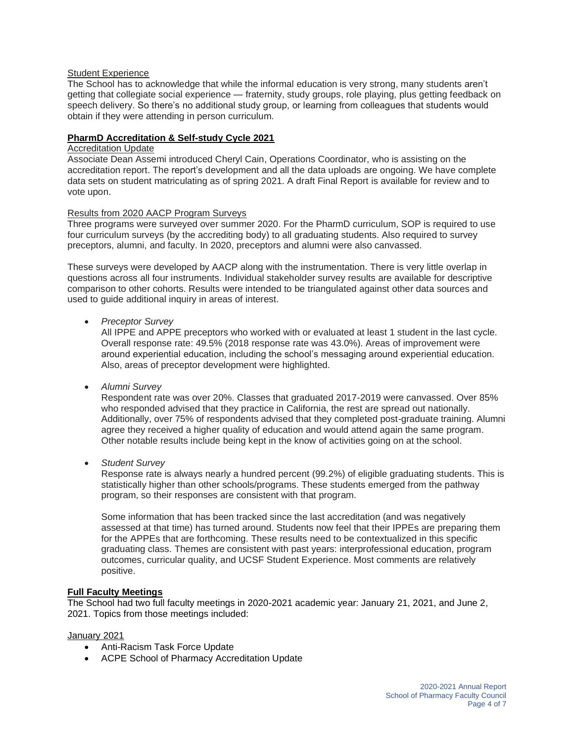Student Experience

The School has to acknowledge that while the informal education is very strong, many students aren't getting that collegiate social experience — fraternity, study groups, role playing, plus getting feedback on speech delivery. So there's no additional study group, or learning from colleagues that students would obtain if they were attending in person curriculum.

## PharmD Accreditation & Self-study Cycle 2021

Accreditation Update

Associate Dean Assemi introduced Cheryl Cain, Operations Coordinator, who is assisting on the accreditation report. The report's development and all the data uploads are ongoing. We have complete data sets on student matriculating as of spring 2021. A draft Final Report is available for review and to vote upon.

Results from 2020 AACP Program Surveys

Three programs were surveyed over summer 2020. For the PharmD curriculum, SOP is required to use four curriculum surveys (by the accrediting body) to all graduating students. Also required to survey preceptors, alumni, and faculty. In 2020, preceptors and alumni were also canvassed.

These surveys were developed by AACP along with the instrumentation. There is very little overlap in questions across all four instruments. Individual stakeholder survey results are available for descriptive comparison to other cohorts. Results were intended to be triangulated against other data sources and used to guide additional inquiry in areas of interest.

- *Preceptor Survey*

  All IPPE and APPE preceptors who worked with or evaluated at least 1 student in the last cycle. Overall response rate: 49.5% (2018 response rate was 43.0%). Areas of improvement were around experiential education, including the school's messaging around experiential education. Also, areas of preceptor development were highlighted.

- *Alumni Survey*

  Respondent rate was over 20%. Classes that graduated 2017-2019 were canvassed. Over 85% who responded advised that they practice in California, the rest are spread out nationally. Additionally, over 75% of respondents advised that they completed post-graduate training. Alumni agree they received a higher quality of education and would attend again the same program. Other notable results include being kept in the know of activities going on at the school.

- *Student Survey*

  Response rate is always nearly a hundred percent (99.2%) of eligible graduating students. This is statistically higher than other schools/programs. These students emerged from the pathway program, so their responses are consistent with that program.

  Some information that has been tracked since the last accreditation (and was negatively assessed at that time) has turned around. Students now feel that their IPPEs are preparing them for the APPEs that are forthcoming. These results need to be contextualized in this specific graduating class. Themes are consistent with past years: interprofessional education, program outcomes, curricular quality, and UCSF Student Experience. Most comments are relatively positive.

## Full Faculty Meetings

The School had two full faculty meetings in 2020-2021 academic year: January 21, 2021, and June 2, 2021. Topics from those meetings included:

January 2021

- Anti-Racism Task Force Update
- ACPE School of Pharmacy Accreditation Update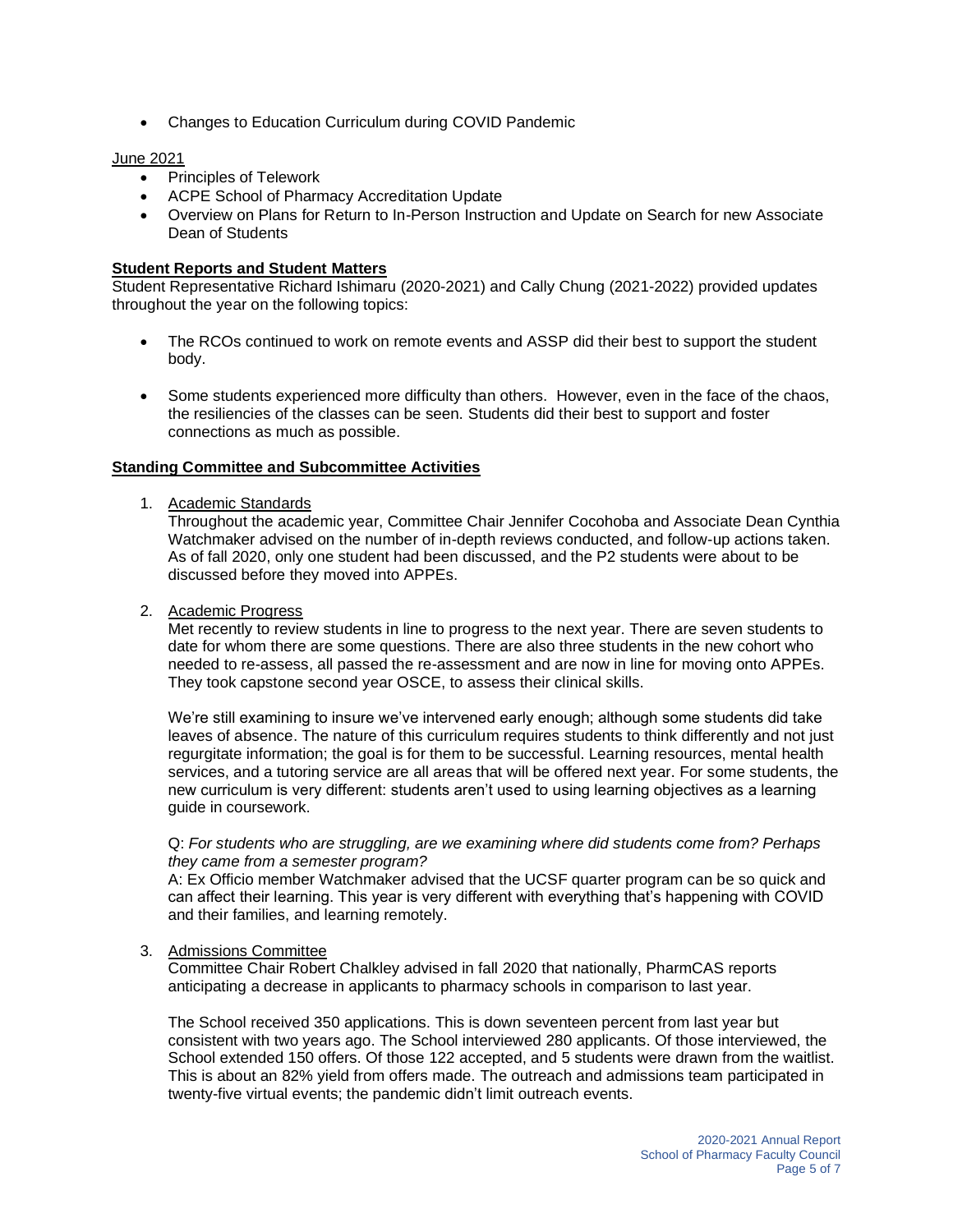- Changes to Education Curriculum during COVID Pandemic

June 2021

- Principles of Telework
- ACPE School of Pharmacy Accreditation Update
- Overview on Plans for Return to In-Person Instruction and Update on Search for new Associate Dean of Students

**Student Reports and Student Matters**

Student Representative Richard Ishimaru (2020-2021) and Cally Chung (2021-2022) provided updates throughout the year on the following topics:

- The RCOs continued to work on remote events and ASSP did their best to support the student body.
- Some students experienced more difficulty than others. However, even in the face of the chaos, the resiliencies of the classes can be seen. Students did their best to support and foster connections as much as possible.

**Standing Committee and Subcommittee Activities**

1. Academic Standards
   Throughout the academic year, Committee Chair Jennifer Cocohoba and Associate Dean Cynthia Watchmaker advised on the number of in-depth reviews conducted, and follow-up actions taken. As of fall 2020, only one student had been discussed, and the P2 students were about to be discussed before they moved into APPEs.

2. Academic Progress
   Met recently to review students in line to progress to the next year. There are seven students to date for whom there are some questions. There are also three students in the new cohort who needed to re-assess, all passed the re-assessment and are now in line for moving onto APPEs. They took capstone second year OSCE, to assess their clinical skills.

   We're still examining to insure we've intervened early enough; although some students did take leaves of absence. The nature of this curriculum requires students to think differently and not just regurgitate information; the goal is for them to be successful. Learning resources, mental health services, and a tutoring service are all areas that will be offered next year. For some students, the new curriculum is very different: students aren't used to using learning objectives as a learning guide in coursework.

   Q: *For students who are struggling, are we examining where did students come from? Perhaps they came from a semester program?*
   A: Ex Officio member Watchmaker advised that the UCSF quarter program can be so quick and can affect their learning. This year is very different with everything that's happening with COVID and their families, and learning remotely.

3. Admissions Committee
   Committee Chair Robert Chalkley advised in fall 2020 that nationally, PharmCAS reports anticipating a decrease in applicants to pharmacy schools in comparison to last year.

   The School received 350 applications. This is down seventeen percent from last year but consistent with two years ago. The School interviewed 280 applicants. Of those interviewed, the School extended 150 offers. Of those 122 accepted, and 5 students were drawn from the waitlist. This is about an 82% yield from offers made. The outreach and admissions team participated in twenty-five virtual events; the pandemic didn't limit outreach events.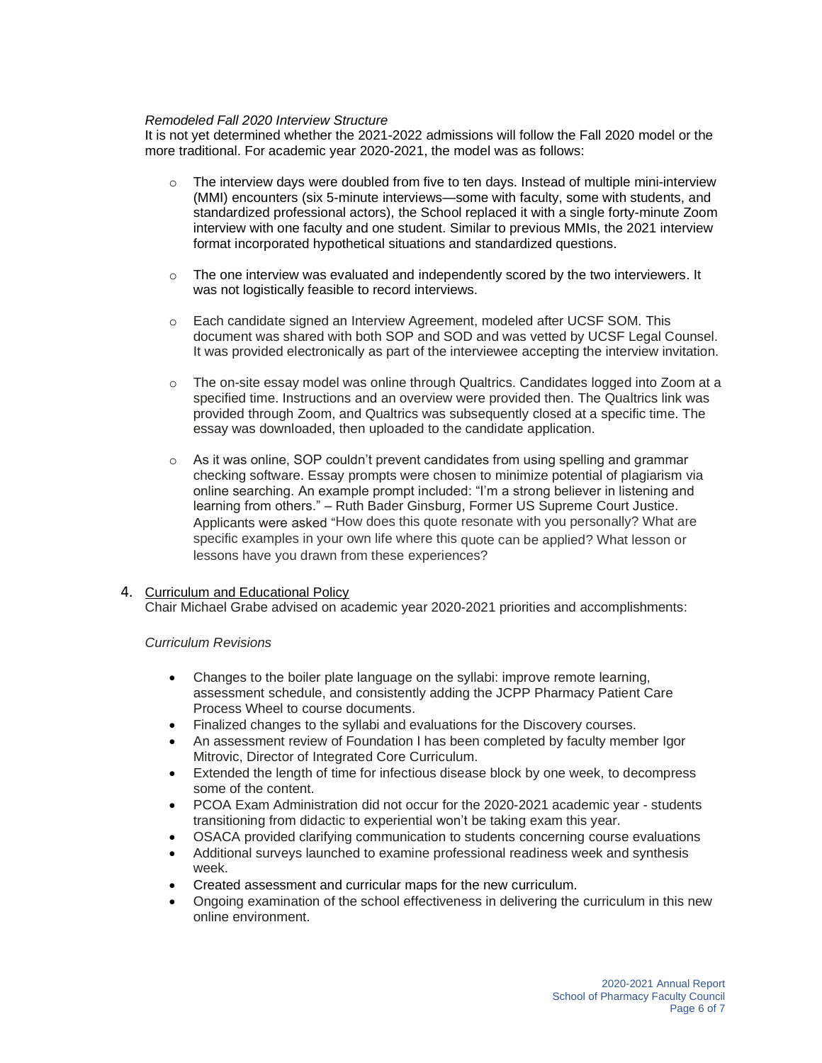*Remodeled Fall 2020 Interview Structure*

It is not yet determined whether the 2021-2022 admissions will follow the Fall 2020 model or the more traditional. For academic year 2020-2021, the model was as follows:

- The interview days were doubled from five to ten days. Instead of multiple mini-interview (MMI) encounters (six 5-minute interviews—some with faculty, some with students, and standardized professional actors), the School replaced it with a single forty-minute Zoom interview with one faculty and one student. Similar to previous MMIs, the 2021 interview format incorporated hypothetical situations and standardized questions.

- The one interview was evaluated and independently scored by the two interviewers. It was not logistically feasible to record interviews.

- Each candidate signed an Interview Agreement, modeled after UCSF SOM. This document was shared with both SOP and SOD and was vetted by UCSF Legal Counsel. It was provided electronically as part of the interviewee accepting the interview invitation.

- The on-site essay model was online through Qualtrics. Candidates logged into Zoom at a specified time. Instructions and an overview were provided then. The Qualtrics link was provided through Zoom, and Qualtrics was subsequently closed at a specific time. The essay was downloaded, then uploaded to the candidate application.

- As it was online, SOP couldn't prevent candidates from using spelling and grammar checking software. Essay prompts were chosen to minimize potential of plagiarism via online searching. An example prompt included: "I'm a strong believer in listening and learning from others." – Ruth Bader Ginsburg, Former US Supreme Court Justice. Applicants were asked "How does this quote resonate with you personally? What are specific examples in your own life where this quote can be applied? What lesson or lessons have you drawn from these experiences?

4. <u>Curriculum and Educational Policy</u>

Chair Michael Grabe advised on academic year 2020-2021 priorities and accomplishments:

*Curriculum Revisions*

- Changes to the boiler plate language on the syllabi: improve remote learning, assessment schedule, and consistently adding the JCPP Pharmacy Patient Care Process Wheel to course documents.
- Finalized changes to the syllabi and evaluations for the Discovery courses.
- An assessment review of Foundation I has been completed by faculty member Igor Mitrovic, Director of Integrated Core Curriculum.
- Extended the length of time for infectious disease block by one week, to decompress some of the content.
- PCOA Exam Administration did not occur for the 2020-2021 academic year - students transitioning from didactic to experiential won't be taking exam this year.
- OSACA provided clarifying communication to students concerning course evaluations
- Additional surveys launched to examine professional readiness week and synthesis week.
- Created assessment and curricular maps for the new curriculum.
- Ongoing examination of the school effectiveness in delivering the curriculum in this new online environment.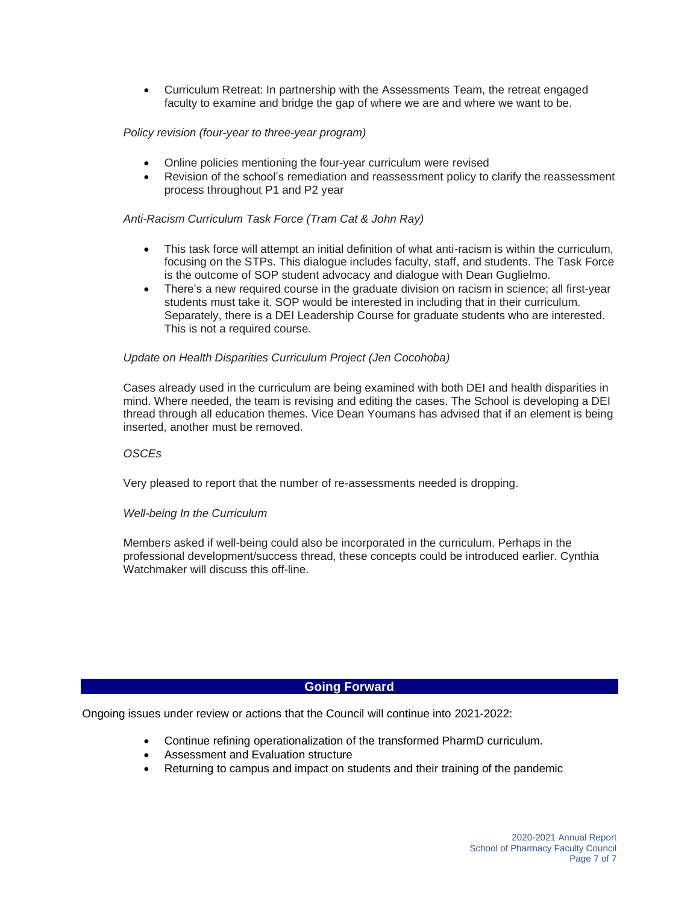- Curriculum Retreat: In partnership with the Assessments Team, the retreat engaged faculty to examine and bridge the gap of where we are and where we want to be.

*Policy revision (four-year to three-year program)*

- Online policies mentioning the four-year curriculum were revised
- Revision of the school's remediation and reassessment policy to clarify the reassessment process throughout P1 and P2 year

*Anti-Racism Curriculum Task Force (Tram Cat & John Ray)*

- This task force will attempt an initial definition of what anti-racism is within the curriculum, focusing on the STPs. This dialogue includes faculty, staff, and students. The Task Force is the outcome of SOP student advocacy and dialogue with Dean Guglielmo.
- There's a new required course in the graduate division on racism in science; all first-year students must take it. SOP would be interested in including that in their curriculum. Separately, there is a DEI Leadership Course for graduate students who are interested. This is not a required course.

*Update on Health Disparities Curriculum Project (Jen Cocohoba)*

Cases already used in the curriculum are being examined with both DEI and health disparities in mind. Where needed, the team is revising and editing the cases. The School is developing a DEI thread through all education themes. Vice Dean Youmans has advised that if an element is being inserted, another must be removed.

*OSCEs*

Very pleased to report that the number of re-assessments needed is dropping.

*Well-being In the Curriculum*

Members asked if well-being could also be incorporated in the curriculum. Perhaps in the professional development/success thread, these concepts could be introduced earlier. Cynthia Watchmaker will discuss this off-line.

## Going Forward

Ongoing issues under review or actions that the Council will continue into 2021-2022:

- Continue refining operationalization of the transformed PharmD curriculum.
- Assessment and Evaluation structure
- Returning to campus and impact on students and their training of the pandemic